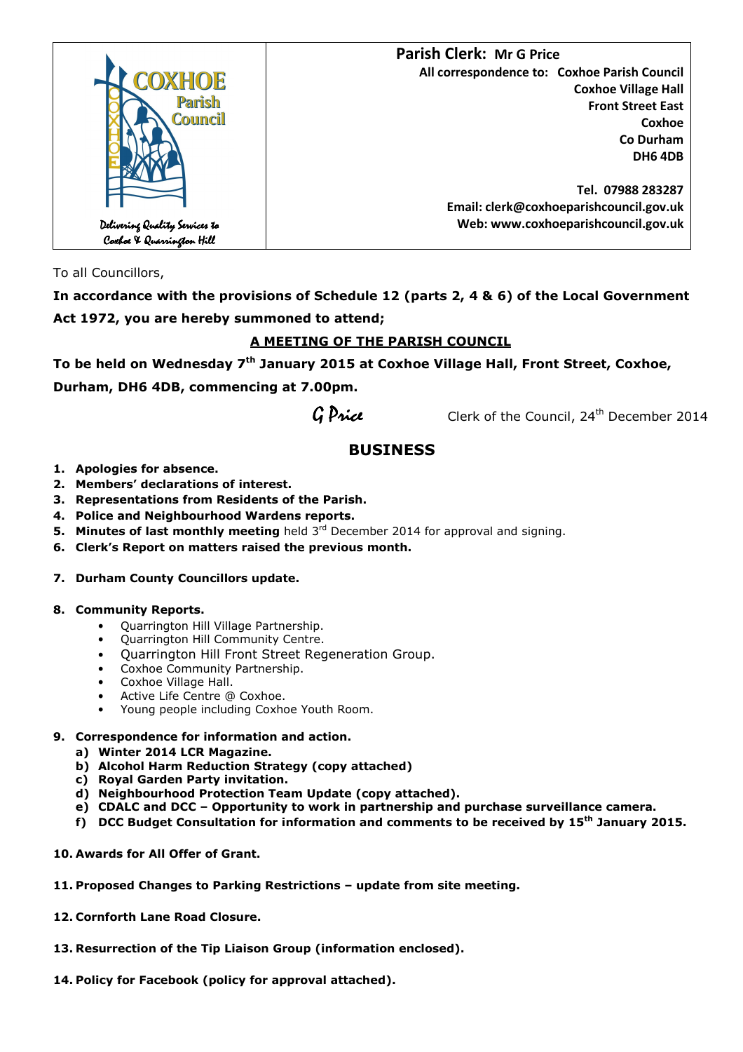| COXHOE Parish Council<br>Delivering Quality Services to Coxhoe & Quarrington Hill | **Parish Clerk: Mr G Price**<br>**All correspondence to: Coxhoe Parish Council**<br>**Coxhoe Village Hall**<br>**Front Street East**<br>**Coxhoe**<br>**Co Durham**<br>**DH6 4DB**<br><br>**Tel. 07988 283287**<br>**Email: clerk@coxhoeparishcouncil.gov.uk**<br>**Web: www.coxhoeparishcouncil.gov.uk** |
| --- | --- |

To all Councillors,

**In accordance with the provisions of Schedule 12 (parts 2, 4 & 6) of the Local Government Act 1972, you are hereby summoned to attend;**

**A MEETING OF THE PARISH COUNCIL**

**To be held on Wednesday 7th January 2015 at Coxhoe Village Hall, Front Street, Coxhoe, Durham, DH6 4DB, commencing at 7.00pm.**

*G Price* Clerk of the Council, 24th December 2014

## BUSINESS

1. **Apologies for absence.**
2. **Members' declarations of interest.**
3. **Representations from Residents of the Parish.**
4. **Police and Neighbourhood Wardens reports.**
5. **Minutes of last monthly meeting** held 3rd December 2014 for approval and signing.
6. **Clerk's Report on matters raised the previous month.**
7. **Durham County Councillors update.**
8. **Community Reports.**
   - Quarrington Hill Village Partnership.
   - Quarrington Hill Community Centre.
   - Quarrington Hill Front Street Regeneration Group.
   - Coxhoe Community Partnership.
   - Coxhoe Village Hall.
   - Active Life Centre @ Coxhoe.
   - Young people including Coxhoe Youth Room.
9. **Correspondence for information and action.**
   a) **Winter 2014 LCR Magazine.**
   b) **Alcohol Harm Reduction Strategy (copy attached)**
   c) **Royal Garden Party invitation.**
   d) **Neighbourhood Protection Team Update (copy attached).**
   e) **CDALC and DCC – Opportunity to work in partnership and purchase surveillance camera.**
   f) **DCC Budget Consultation for information and comments to be received by 15th January 2015.**
10. **Awards for All Offer of Grant.**
11. **Proposed Changes to Parking Restrictions – update from site meeting.**
12. **Cornforth Lane Road Closure.**
13. **Resurrection of the Tip Liaison Group (information enclosed).**
14. **Policy for Facebook (policy for approval attached).**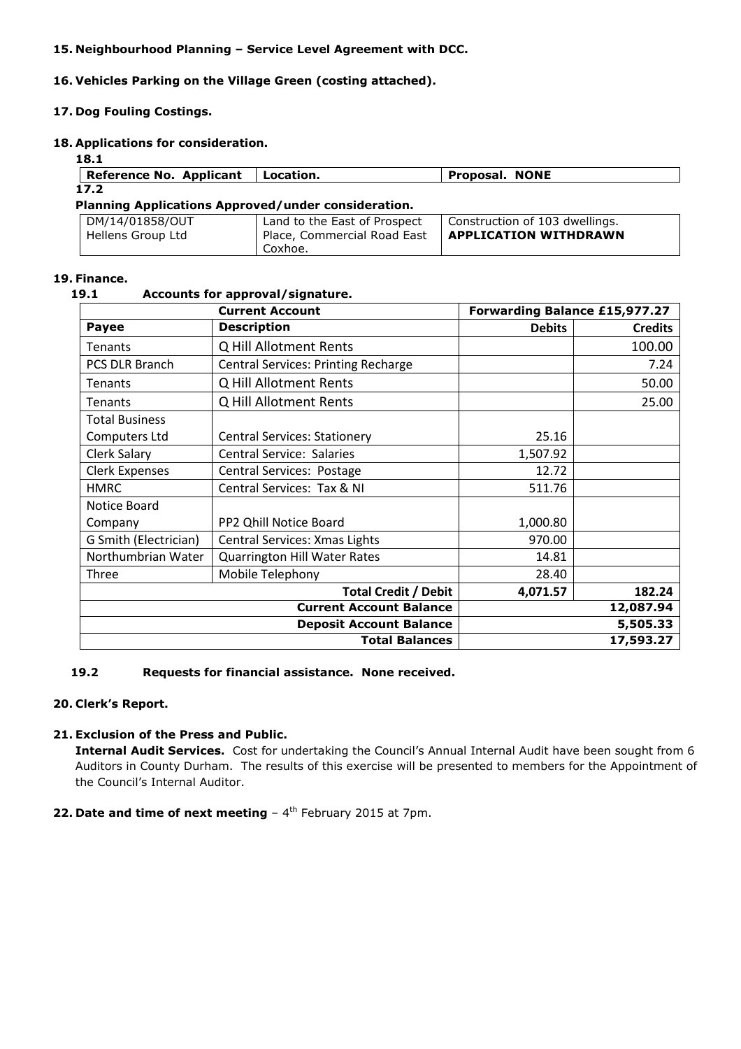**15. Neighbourhood Planning – Service Level Agreement with DCC.**

**16. Vehicles Parking on the Village Green (costing attached).**

**17. Dog Fouling Costings.**

**18. Applications for consideration.**

**18.1**

| Reference No. Applicant | Location. | Proposal. NONE |
|---|---|---|

**17.2**

**Planning Applications Approved/under consideration.**

| | | |
|---|---|---|
| DM/14/01858/OUT Hellens Group Ltd | Land to the East of Prospect Place, Commercial Road East Coxhoe. | Construction of 103 dwellings. **APPLICATION WITHDRAWN** |

**19. Finance.**

**19.1 Accounts for approval/signature.**

| **Current Account** | | **Forwarding Balance £15,977.27** | |
|---|---|---|---|
| **Payee** | **Description** | **Debits** | **Credits** |
| Tenants | Q Hill Allotment Rents | | 100.00 |
| PCS DLR Branch | Central Services: Printing Recharge | | 7.24 |
| Tenants | Q Hill Allotment Rents | | 50.00 |
| Tenants | Q Hill Allotment Rents | | 25.00 |
| Total Business Computers Ltd | Central Services: Stationery | 25.16 | |
| Clerk Salary | Central Service: Salaries | 1,507.92 | |
| Clerk Expenses | Central Services: Postage | 12.72 | |
| HMRC | Central Services: Tax & NI | 511.76 | |
| Notice Board Company | PP2 Qhill Notice Board | 1,000.80 | |
| G Smith (Electrician) | Central Services: Xmas Lights | 970.00 | |
| Northumbrian Water | Quarrington Hill Water Rates | 14.81 | |
| Three | Mobile Telephony | 28.40 | |
| | **Total Credit / Debit** | **4,071.57** | **182.24** |
| | **Current Account Balance** | | **12,087.94** |
| | **Deposit Account Balance** | | **5,505.33** |
| | **Total Balances** | | **17,593.27** |

**19.2 Requests for financial assistance. None received.**

**20. Clerk's Report.**

**21. Exclusion of the Press and Public.**

**Internal Audit Services.** Cost for undertaking the Council's Annual Internal Audit have been sought from 6 Auditors in County Durham. The results of this exercise will be presented to members for the Appointment of the Council's Internal Auditor.

**22. Date and time of next meeting** – 4th February 2015 at 7pm.